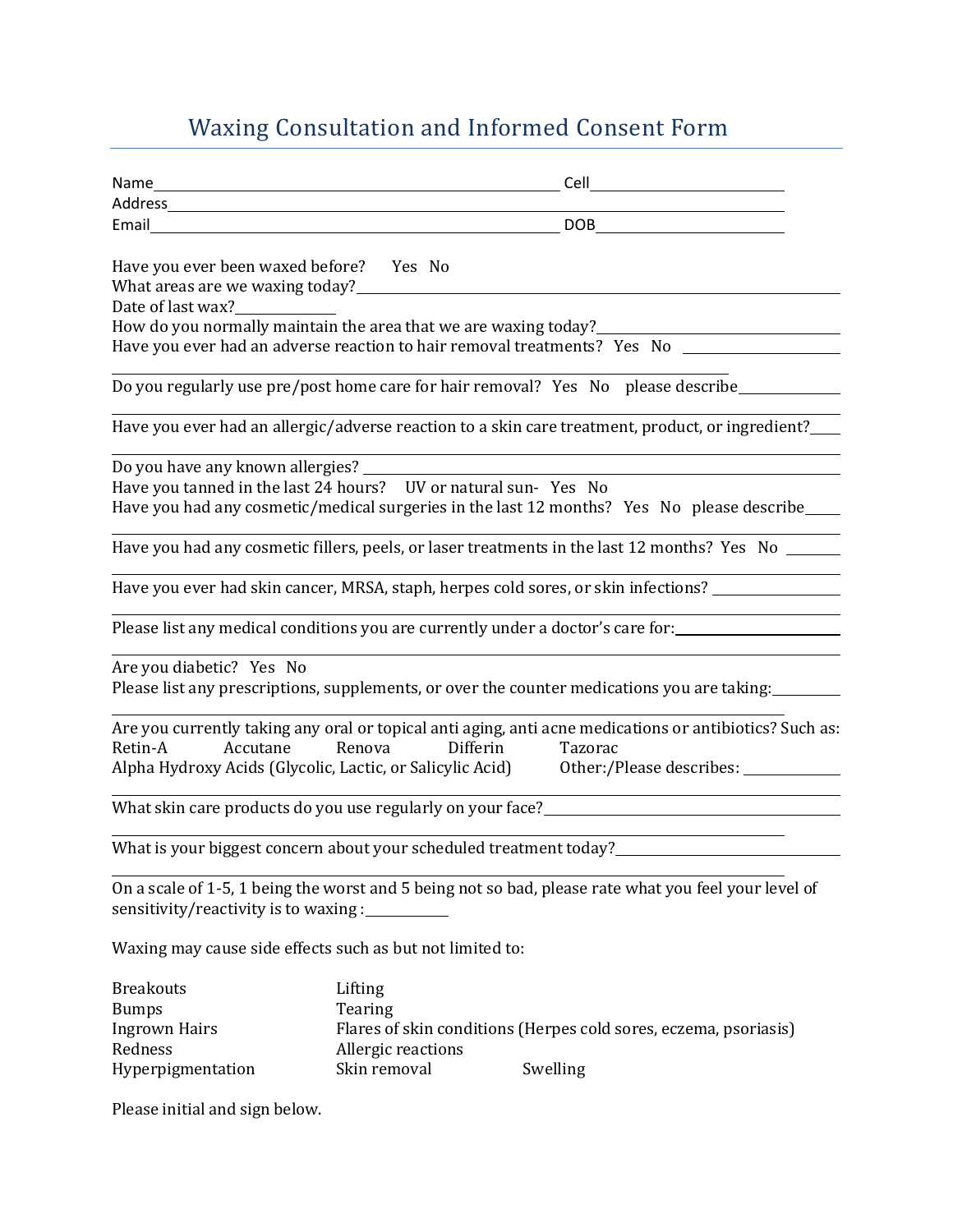# Waxing Consultation and Informed Consent Form

Name ______________________________ Cell ______________
Address ______________________________________________
Email ______________________________ DOB ______________

Have you ever been waxed before? Yes No
What areas are we waxing today? ______________________________
Date of last wax? __________
How do you normally maintain the area that we are waxing today? ______________
Have you ever had an adverse reaction to hair removal treatments? Yes No ______________
______________________________________________
Do you regularly use pre/post home care for hair removal? Yes No please describe __________
______________________________________________
Have you ever had an allergic/adverse reaction to a skin care treatment, product, or ingredient? ____
______________________________________________
Do you have any known allergies? ______________________________
Have you tanned in the last 24 hours? UV or natural sun- Yes No
Have you had any cosmetic/medical surgeries in the last 12 months? Yes No please describe ____
______________________________________________
Have you had any cosmetic fillers, peels, or laser treatments in the last 12 months? Yes No ______
______________________________________________
Have you ever had skin cancer, MRSA, staph, herpes cold sores, or skin infections? ______________
______________________________________________
Please list any medical conditions you are currently under a doctor's care for: ______________
______________________________________________
Are you diabetic? Yes No
Please list any prescriptions, supplements, or over the counter medications you are taking: ________
______________________________________________
Are you currently taking any oral or topical anti aging, anti acne medications or antibiotics? Such as:
Retin-A Accutane Renova Differin Tazorac
Alpha Hydroxy Acids (Glycolic, Lactic, or Salicylic Acid) Other:/Please describes: __________
______________________________________________
What skin care products do you use regularly on your face? ______________________________
______________________________________________
What is your biggest concern about your scheduled treatment today? ______________________
______________________________________________
On a scale of 1-5, 1 being the worst and 5 being not so bad, please rate what you feel your level of sensitivity/reactivity is to waxing : __________

Waxing may cause side effects such as but not limited to:

- Breakouts
- Bumps
- Ingrown Hairs
- Redness
- Hyperpigmentation
- Lifting
- Tearing
- Flares of skin conditions (Herpes cold sores, eczema, psoriasis)
- Allergic reactions
- Skin removal
- Swelling

Please initial and sign below.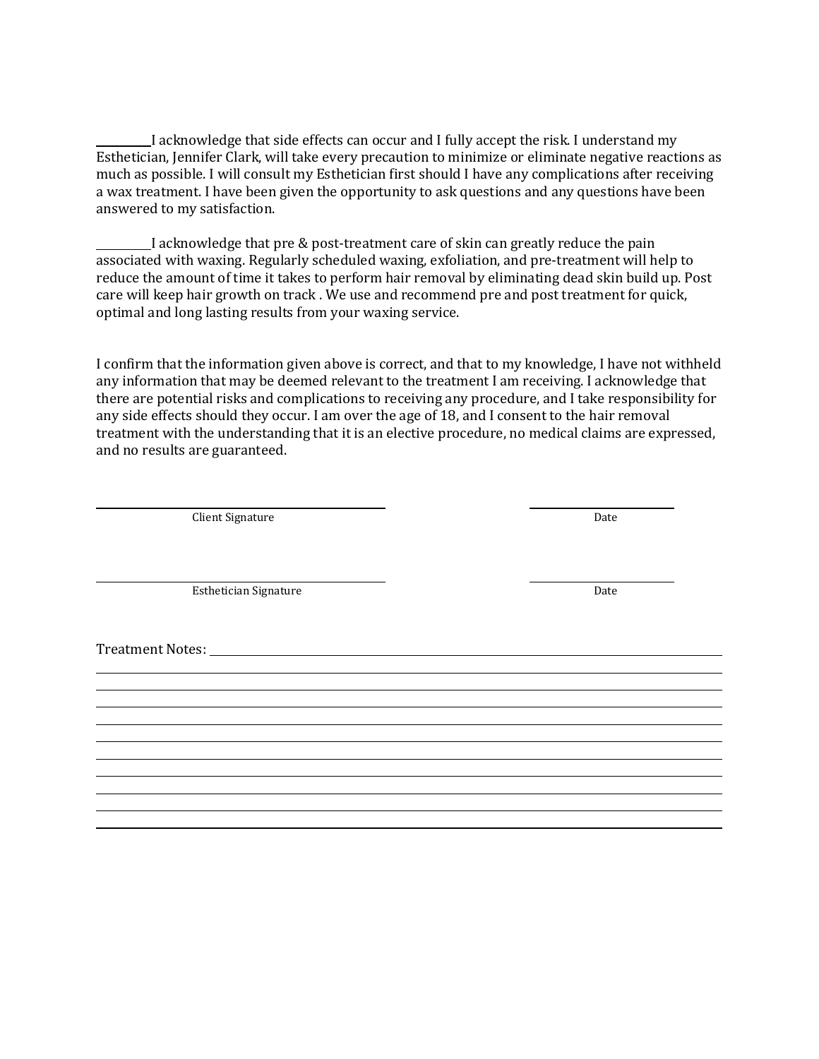\_\_\_\_\_\_\_\_\_\_I acknowledge that side effects can occur and I fully accept the risk. I understand my Esthetician, Jennifer Clark, will take every precaution to minimize or eliminate negative reactions as much as possible. I will consult my Esthetician first should I have any complications after receiving a wax treatment. I have been given the opportunity to ask questions and any questions have been answered to my satisfaction.

\_\_\_\_\_\_\_\_\_\_I acknowledge that pre & post-treatment care of skin can greatly reduce the pain associated with waxing. Regularly scheduled waxing, exfoliation, and pre-treatment will help to reduce the amount of time it takes to perform hair removal by eliminating dead skin build up. Post care will keep hair growth on track . We use and recommend pre and post treatment for quick, optimal and long lasting results from your waxing service.

I confirm that the information given above is correct, and that to my knowledge, I have not withheld any information that may be deemed relevant to the treatment I am receiving. I acknowledge that there are potential risks and complications to receiving any procedure, and I take responsibility for any side effects should they occur. I am over the age of 18, and I consent to the hair removal treatment with the understanding that it is an elective procedure, no medical claims are expressed, and no results are guaranteed.

\_\_\_\_\_\_\_\_\_\_\_\_\_\_\_\_\_\_\_\_\_\_\_\_\_\_\_\_\_\_\_\_\_\_\_\_\_\_ \_\_\_\_\_\_\_\_\_\_\_\_\_\_\_\_\_\_\_\_

Client Signature Date

\_\_\_\_\_\_\_\_\_\_\_\_\_\_\_\_\_\_\_\_\_\_\_\_\_\_\_\_\_\_\_\_\_\_\_\_\_\_ \_\_\_\_\_\_\_\_\_\_\_\_\_\_\_\_\_\_\_\_

Esthetician Signature Date

Treatment Notes: \_\_\_\_\_\_\_\_\_\_\_\_\_\_\_\_\_\_\_\_\_\_\_\_\_\_\_\_\_\_\_\_\_\_\_\_\_\_\_\_\_\_\_\_\_\_\_\_\_\_\_\_\_\_\_\_\_\_\_\_\_\_\_\_\_\_\_\_